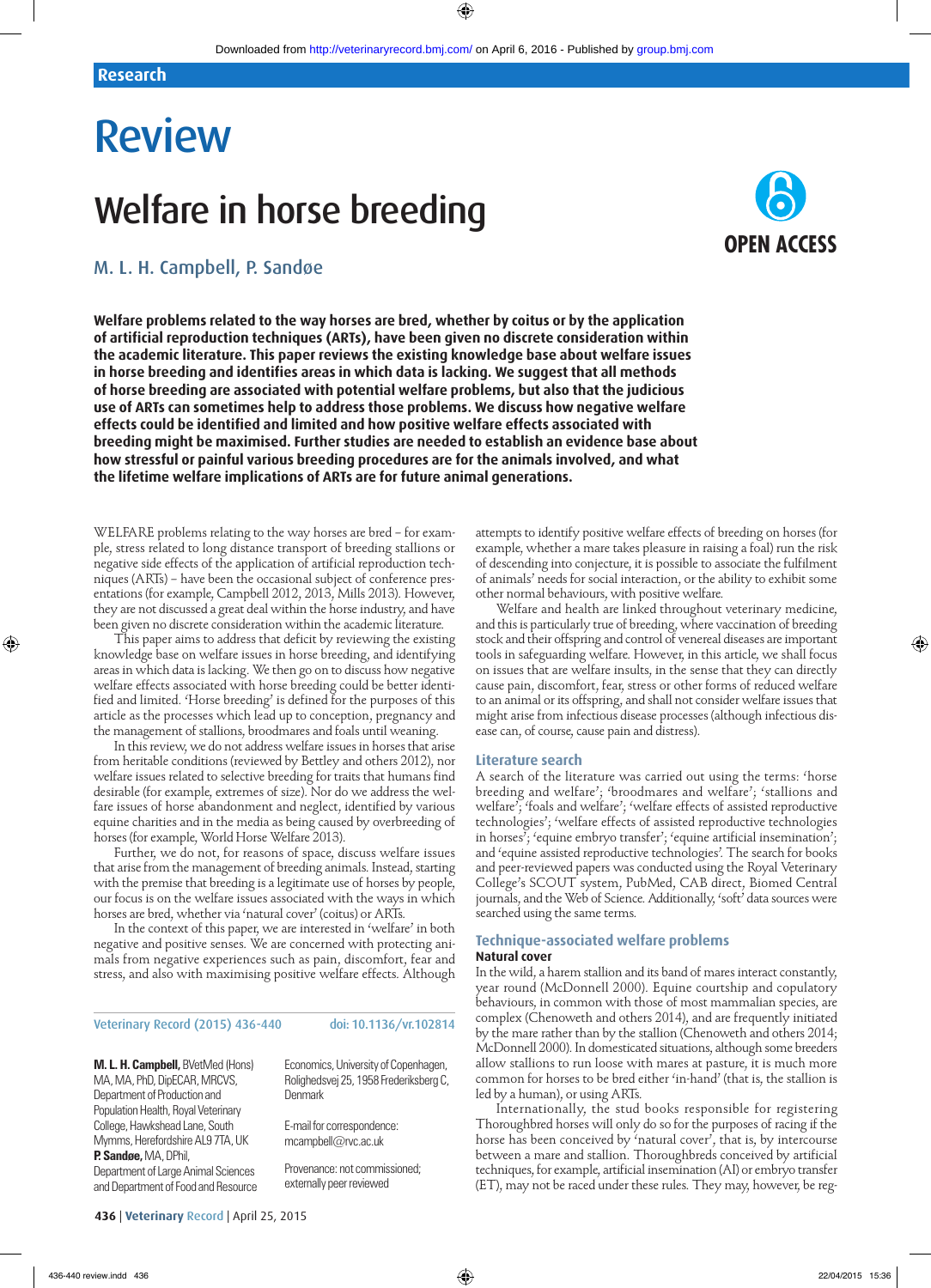Research

# Review

# Welfare in horse breeding

M. L. H. Campbell, P. Sandøe

OPEN ACCESS

**Welfare problems related to the way horses are bred, whether by coitus or by the application of artificial reproduction techniques (ARTs), have been given no discrete consideration within the academic literature. This paper reviews the existing knowledge base about welfare issues in horse breeding and identifies areas in which data is lacking. We suggest that all methods of horse breeding are associated with potential welfare problems, but also that the judicious use of ARTs can sometimes help to address those problems. We discuss how negative welfare effects could be identified and limited and how positive welfare effects associated with breeding might be maximised. Further studies are needed to establish an evidence base about how stressful or painful various breeding procedures are for the animals involved, and what the lifetime welfare implications of ARTs are for future animal generations.**

WELFARE problems relating to the way horses are bred – for example, stress related to long distance transport of breeding stallions or negative side effects of the application of artificial reproduction techniques (ARTs) – have been the occasional subject of conference presentations (for example, Campbell 2012, 2013, Mills 2013). However, they are not discussed a great deal within the horse industry, and have been given no discrete consideration within the academic literature.

This paper aims to address that deficit by reviewing the existing knowledge base on welfare issues in horse breeding, and identifying areas in which data is lacking. We then go on to discuss how negative welfare effects associated with horse breeding could be better identified and limited. 'Horse breeding' is defined for the purposes of this article as the processes which lead up to conception, pregnancy and the management of stallions, broodmares and foals until weaning.

In this review, we do not address welfare issues in horses that arise from heritable conditions (reviewed by Bettley and others 2012), nor welfare issues related to selective breeding for traits that humans find desirable (for example, extremes of size). Nor do we address the welfare issues of horse abandonment and neglect, identified by various equine charities and in the media as being caused by overbreeding of horses (for example, World Horse Welfare 2013).

Further, we do not, for reasons of space, discuss welfare issues that arise from the management of breeding animals. Instead, starting with the premise that breeding is a legitimate use of horses by people, our focus is on the welfare issues associated with the ways in which horses are bred, whether via 'natural cover' (coitus) or ARTs.

In the context of this paper, we are interested in 'welfare' in both negative and positive senses. We are concerned with protecting animals from negative experiences such as pain, discomfort, fear and stress, and also with maximising positive welfare effects. Although attempts to identify positive welfare effects of breeding on horses (for example, whether a mare takes pleasure in raising a foal) run the risk of descending into conjecture, it is possible to associate the fulfilment of animals' needs for social interaction, or the ability to exhibit some other normal behaviours, with positive welfare.

Welfare and health are linked throughout veterinary medicine, and this is particularly true of breeding, where vaccination of breeding stock and their offspring and control of venereal diseases are important tools in safeguarding welfare. However, in this article, we shall focus on issues that are welfare insults, in the sense that they can directly cause pain, discomfort, fear, stress or other forms of reduced welfare to an animal or its offspring, and shall not consider welfare issues that might arise from infectious disease processes (although infectious disease can, of course, cause pain and distress).

## Literature search

A search of the literature was carried out using the terms: 'horse breeding and welfare'; 'broodmares and welfare'; 'stallions and welfare'; 'foals and welfare'; 'welfare effects of assisted reproductive technologies'; 'welfare effects of assisted reproductive technologies in horses'; 'equine embryo transfer'; 'equine artificial insemination'; and 'equine assisted reproductive technologies'. The search for books and peer-reviewed papers was conducted using the Royal Veterinary College's SCOUT system, PubMed, CAB direct, Biomed Central journals, and the Web of Science. Additionally, 'soft' data sources were searched using the same terms.

## Technique-associated welfare problems

### Natural cover

In the wild, a harem stallion and its band of mares interact constantly, year round (McDonnell 2000). Equine courtship and copulatory behaviours, in common with those of most mammalian species, are complex (Chenoweth and others 2014), and are frequently initiated by the mare rather than by the stallion (Chenoweth and others 2014; McDonnell 2000). In domesticated situations, although some breeders allow stallions to run loose with mares at pasture, it is much more common for horses to be bred either 'in-hand' (that is, the stallion is led by a human), or using ARTs.

Internationally, the stud books responsible for registering Thoroughbred horses will only do so for the purposes of racing if the horse has been conceived by 'natural cover', that is, by intercourse between a mare and stallion. Thoroughbreds conceived by artificial techniques, for example, artificial insemination (AI) or embryo transfer (ET), may not be raced under these rules. They may, however, be reg-

Veterinary Record (2015) 436-440 doi: 10.1136/vr.102814

**M. L. H. Campbell,** BVetMed (Hons) MA, MA, PhD, DipECAR, MRCVS, Department of Production and Population Health, Royal Veterinary College, Hawkshead Lane, South Mymms, Herefordshire AL9 7TA, UK

**P. Sandøe,** MA, DPhil, Department of Large Animal Sciences and Department of Food and Resource Economics, University of Copenhagen, Rolighedsvej 25, 1958 Frederiksberg C, Denmark

E-mail for correspondence: mcampbell@rvc.ac.uk

Provenance: not commissioned; externally peer reviewed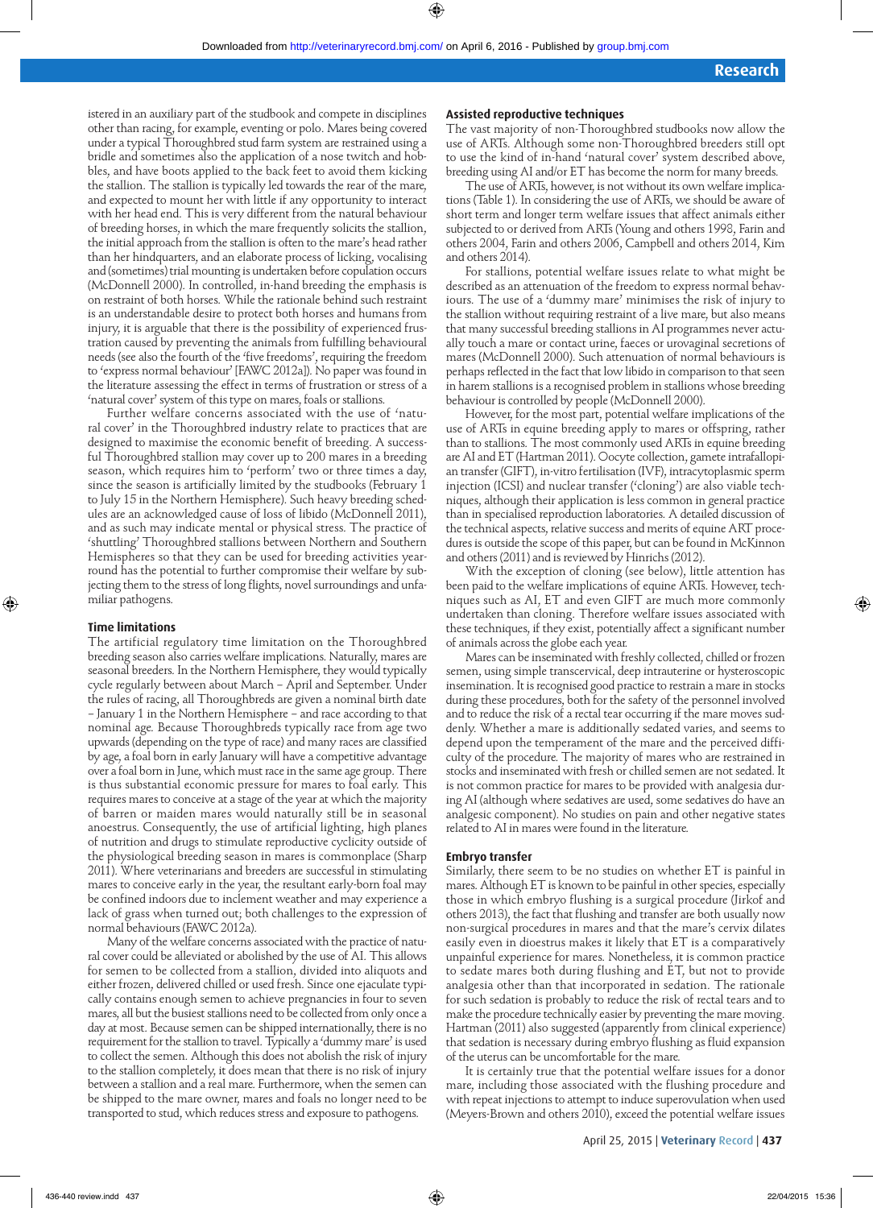istered in an auxiliary part of the studbook and compete in disciplines other than racing, for example, eventing or polo. Mares being covered under a typical Thoroughbred stud farm system are restrained using a bridle and sometimes also the application of a nose twitch and hobbles, and have boots applied to the back feet to avoid them kicking the stallion. The stallion is typically led towards the rear of the mare, and expected to mount her with little if any opportunity to interact with her head end. This is very different from the natural behaviour of breeding horses, in which the mare frequently solicits the stallion, the initial approach from the stallion is often to the mare's head rather than her hindquarters, and an elaborate process of licking, vocalising and (sometimes) trial mounting is undertaken before copulation occurs (McDonnell 2000). In controlled, in-hand breeding the emphasis is on restraint of both horses. While the rationale behind such restraint is an understandable desire to protect both horses and humans from injury, it is arguable that there is the possibility of experienced frustration caused by preventing the animals from fulfilling behavioural needs (see also the fourth of the 'five freedoms', requiring the freedom to 'express normal behaviour' [FAWC 2012a]). No paper was found in the literature assessing the effect in terms of frustration or stress of a 'natural cover' system of this type on mares, foals or stallions.

Further welfare concerns associated with the use of 'natural cover' in the Thoroughbred industry relate to practices that are designed to maximise the economic benefit of breeding. A successful Thoroughbred stallion may cover up to 200 mares in a breeding season, which requires him to 'perform' two or three times a day, since the season is artificially limited by the studbooks (February 1 to July 15 in the Northern Hemisphere). Such heavy breeding schedules are an acknowledged cause of loss of libido (McDonnell 2011), and as such may indicate mental or physical stress. The practice of 'shuttling' Thoroughbred stallions between Northern and Southern Hemispheres so that they can be used for breeding activities year-round has the potential to further compromise their welfare by subjecting them to the stress of long flights, novel surroundings and unfamiliar pathogens.

### Time limitations

The artificial regulatory time limitation on the Thoroughbred breeding season also carries welfare implications. Naturally, mares are seasonal breeders. In the Northern Hemisphere, they would typically cycle regularly between about March – April and September. Under the rules of racing, all Thoroughbreds are given a nominal birth date – January 1 in the Northern Hemisphere – and race according to that nominal age. Because Thoroughbreds typically race from age two upwards (depending on the type of race) and many races are classified by age, a foal born in early January will have a competitive advantage over a foal born in June, which must race in the same age group. There is thus substantial economic pressure for mares to foal early. This requires mares to conceive at a stage of the year at which the majority of barren or maiden mares would naturally still be in seasonal anoestrus. Consequently, the use of artificial lighting, high planes of nutrition and drugs to stimulate reproductive cyclicity outside of the physiological breeding season in mares is commonplace (Sharp 2011). Where veterinarians and breeders are successful in stimulating mares to conceive early in the year, the resultant early-born foal may be confined indoors due to inclement weather and may experience a lack of grass when turned out; both challenges to the expression of normal behaviours (FAWC 2012a).

Many of the welfare concerns associated with the practice of natural cover could be alleviated or abolished by the use of AI. This allows for semen to be collected from a stallion, divided into aliquots and either frozen, delivered chilled or used fresh. Since one ejaculate typically contains enough semen to achieve pregnancies in four to seven mares, all but the busiest stallions need to be collected from only once a day at most. Because semen can be shipped internationally, there is no requirement for the stallion to travel. Typically a 'dummy mare' is used to collect the semen. Although this does not abolish the risk of injury to the stallion completely, it does mean that there is no risk of injury between a stallion and a real mare. Furthermore, when the semen can be shipped to the mare owner, mares and foals no longer need to be transported to stud, which reduces stress and exposure to pathogens.

### Assisted reproductive techniques

The vast majority of non-Thoroughbred studbooks now allow the use of ARTs. Although some non-Thoroughbred breeders still opt to use the kind of in-hand 'natural cover' system described above, breeding using AI and/or ET has become the norm for many breeds.

The use of ARTs, however, is not without its own welfare implications (Table 1). In considering the use of ARTs, we should be aware of short term and longer term welfare issues that affect animals either subjected to or derived from ARTs (Young and others 1998, Farin and others 2004, Farin and others 2006, Campbell and others 2014, Kim and others 2014).

For stallions, potential welfare issues relate to what might be described as an attenuation of the freedom to express normal behaviours. The use of a 'dummy mare' minimises the risk of injury to the stallion without requiring restraint of a live mare, but also means that many successful breeding stallions in AI programmes never actually touch a mare or contact urine, faeces or urovaginal secretions of mares (McDonnell 2000). Such attenuation of normal behaviours is perhaps reflected in the fact that low libido in comparison to that seen in harem stallions is a recognised problem in stallions whose breeding behaviour is controlled by people (McDonnell 2000).

However, for the most part, potential welfare implications of the use of ARTs in equine breeding apply to mares or offspring, rather than to stallions. The most commonly used ARTs in equine breeding are AI and ET (Hartman 2011). Oocyte collection, gamete intrafallopian transfer (GIFT), in-vitro fertilisation (IVF), intracytoplasmic sperm injection (ICSI) and nuclear transfer ('cloning') are also viable techniques, although their application is less common in general practice than in specialised reproduction laboratories. A detailed discussion of the technical aspects, relative success and merits of equine ART procedures is outside the scope of this paper, but can be found in McKinnon and others (2011) and is reviewed by Hinrichs (2012).

With the exception of cloning (see below), little attention has been paid to the welfare implications of equine ARTs. However, techniques such as AI, ET and even GIFT are much more commonly undertaken than cloning. Therefore welfare issues associated with these techniques, if they exist, potentially affect a significant number of animals across the globe each year.

Mares can be inseminated with freshly collected, chilled or frozen semen, using simple transcervical, deep intrauterine or hysteroscopic insemination. It is recognised good practice to restrain a mare in stocks during these procedures, both for the safety of the personnel involved and to reduce the risk of a rectal tear occurring if the mare moves suddenly. Whether a mare is additionally sedated varies, and seems to depend upon the temperament of the mare and the perceived difficulty of the procedure. The majority of mares who are restrained in stocks and inseminated with fresh or chilled semen are not sedated. It is not common practice for mares to be provided with analgesia during AI (although where sedatives are used, some sedatives do have an analgesic component). No studies on pain and other negative states related to AI in mares were found in the literature.

### Embryo transfer

Similarly, there seem to be no studies on whether ET is painful in mares. Although ET is known to be painful in other species, especially those in which embryo flushing is a surgical procedure (Jirkof and others 2013), the fact that flushing and transfer are both usually now non-surgical procedures in mares and that the mare's cervix dilates easily even in dioestrus makes it likely that ET is a comparatively unpainful experience for mares. Nonetheless, it is common practice to sedate mares both during flushing and ET, but not to provide analgesia other than that incorporated in sedation. The rationale for such sedation is probably to reduce the risk of rectal tears and to make the procedure technically easier by preventing the mare moving. Hartman (2011) also suggested (apparently from clinical experience) that sedation is necessary during embryo flushing as fluid expansion of the uterus can be uncomfortable for the mare.

It is certainly true that the potential welfare issues for a donor mare, including those associated with the flushing procedure and with repeat injections to attempt to induce superovulation when used (Meyers-Brown and others 2010), exceed the potential welfare issues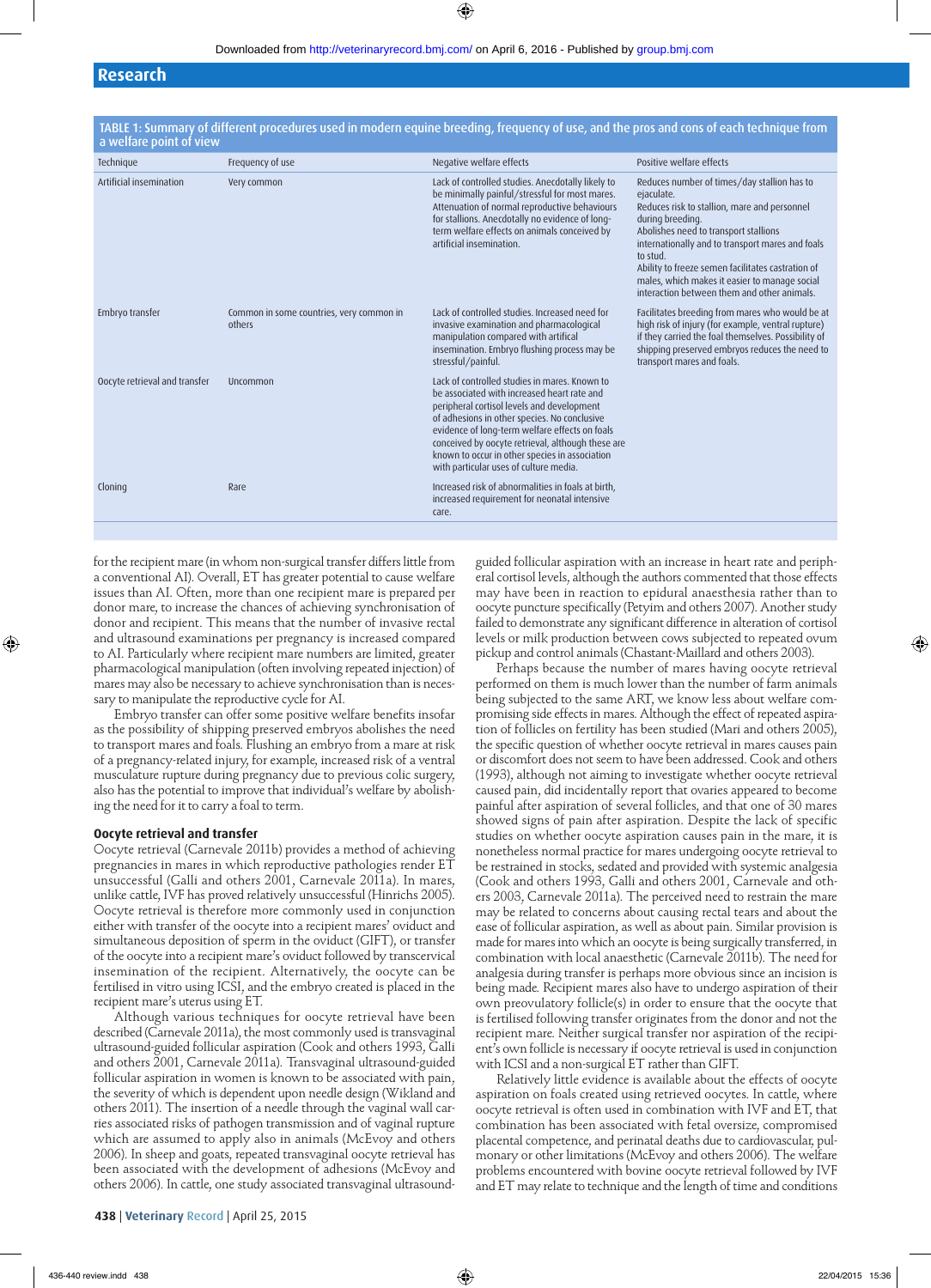TABLE 1: Summary of different procedures used in modern equine breeding, frequency of use, and the pros and cons of each technique from a welfare point of view

| Technique | Frequency of use | Negative welfare effects | Positive welfare effects |
|---|---|---|---|
| Artificial insemination | Very common | Lack of controlled studies. Anecdotally likely to be minimally painful/stressful for most mares. Attenuation of normal reproductive behaviours for stallions. Anecdotally no evidence of long-term welfare effects on animals conceived by artificial insemination. | Reduces number of times/day stallion has to ejaculate. Reduces risk to stallion, mare and personnel during breeding. Abolishes need to transport stallions internationally and to transport mares and foals to stud. Ability to freeze semen facilitates castration of males, which makes it easier to manage social interaction between them and other animals. |
| Embryo transfer | Common in some countries, very common in others | Lack of controlled studies. Increased need for invasive examination and pharmacological manipulation compared with artifical insemination. Embryo flushing process may be stressful/painful. | Facilitates breeding from mares who would be at high risk of injury (for example, ventral rupture) if they carried the foal themselves. Possibility of shipping preserved embryos reduces the need to transport mares and foals. |
| Oocyte retrieval and transfer | Uncommon | Lack of controlled studies in mares. Known to be associated with increased heart rate and peripheral cortisol levels and development of adhesions in other species. No conclusive evidence of long-term welfare effects on foals conceived by oocyte retrieval, although these are known to occur in other species in association with particular uses of culture media. | |
| Cloning | Rare | Increased risk of abnormalities in foals at birth, increased requirement for neonatal intensive care. | |

for the recipient mare (in whom non-surgical transfer differs little from a conventional AI). Overall, ET has greater potential to cause welfare issues than AI. Often, more than one recipient mare is prepared per donor mare, to increase the chances of achieving synchronisation of donor and recipient. This means that the number of invasive rectal and ultrasound examinations per pregnancy is increased compared to AI. Particularly where recipient mare numbers are limited, greater pharmacological manipulation (often involving repeated injection) of mares may also be necessary to achieve synchronisation than is necessary to manipulate the reproductive cycle for AI.

Embryo transfer can offer some positive welfare benefits insofar as the possibility of shipping preserved embryos abolishes the need to transport mares and foals. Flushing an embryo from a mare at risk of a pregnancy-related injury, for example, increased risk of a ventral musculature rupture during pregnancy due to previous colic surgery, also has the potential to improve that individual's welfare by abolishing the need for it to carry a foal to term.

### Oocyte retrieval and transfer

Oocyte retrieval (Carnevale 2011b) provides a method of achieving pregnancies in mares in which reproductive pathologies render ET unsuccessful (Galli and others 2001, Carnevale 2011a). In mares, unlike cattle, IVF has proved relatively unsuccessful (Hinrichs 2005). Oocyte retrieval is therefore more commonly used in conjunction either with transfer of the oocyte into a recipient mares' oviduct and simultaneous deposition of sperm in the oviduct (GIFT), or transfer of the oocyte into a recipient mare's oviduct followed by transcervical insemination of the recipient. Alternatively, the oocyte can be fertilised in vitro using ICSI, and the embryo created is placed in the recipient mare's uterus using ET.

Although various techniques for oocyte retrieval have been described (Carnevale 2011a), the most commonly used is transvaginal ultrasound-guided follicular aspiration (Cook and others 1993, Galli and others 2001, Carnevale 2011a). Transvaginal ultrasound-guided follicular aspiration in women is known to be associated with pain, the severity of which is dependent upon needle design (Wikland and others 2011). The insertion of a needle through the vaginal wall carries associated risks of pathogen transmission and of vaginal rupture which are assumed to apply also in animals (McEvoy and others 2006). In sheep and goats, repeated transvaginal oocyte retrieval has been associated with the development of adhesions (McEvoy and others 2006). In cattle, one study associated transvaginal ultrasound-guided follicular aspiration with an increase in heart rate and peripheral cortisol levels, although the authors commented that those effects may have been in reaction to epidural anaesthesia rather than to oocyte puncture specifically (Petyim and others 2007). Another study failed to demonstrate any significant difference in alteration of cortisol levels or milk production between cows subjected to repeated ovum pickup and control animals (Chastant-Maillard and others 2003).

Perhaps because the number of mares having oocyte retrieval performed on them is much lower than the number of farm animals being subjected to the same ART, we know less about welfare compromising side effects in mares. Although the effect of repeated aspiration of follicles on fertility has been studied (Mari and others 2005), the specific question of whether oocyte retrieval in mares causes pain or discomfort does not seem to have been addressed. Cook and others (1993), although not aiming to investigate whether oocyte retrieval caused pain, did incidentally report that ovaries appeared to become painful after aspiration of several follicles, and that one of 30 mares showed signs of pain after aspiration. Despite the lack of specific studies on whether oocyte aspiration causes pain in the mare, it is nonetheless normal practice for mares undergoing oocyte retrieval to be restrained in stocks, sedated and provided with systemic analgesia (Cook and others 1993, Galli and others 2001, Carnevale and others 2003, Carnevale 2011a). The perceived need to restrain the mare may be related to concerns about causing rectal tears and about the ease of follicular aspiration, as well as about pain. Similar provision is made for mares into which an oocyte is being surgically transferred, in combination with local anaesthetic (Carnevale 2011b). The need for analgesia during transfer is perhaps more obvious since an incision is being made. Recipient mares also have to undergo aspiration of their own preovulatory follicle(s) in order to ensure that the oocyte that is fertilised following transfer originates from the donor and not the recipient mare. Neither surgical transfer nor aspiration of the recipient's own follicle is necessary if oocyte retrieval is used in conjunction with ICSI and a non-surgical ET rather than GIFT.

Relatively little evidence is available about the effects of oocyte aspiration on foals created using retrieved oocytes. In cattle, where oocyte retrieval is often used in combination with IVF and ET, that combination has been associated with fetal oversize, compromised placental competence, and perinatal deaths due to cardiovascular, pulmonary or other limitations (McEvoy and others 2006). The welfare problems encountered with bovine oocyte retrieval followed by IVF and ET may relate to technique and the length of time and conditions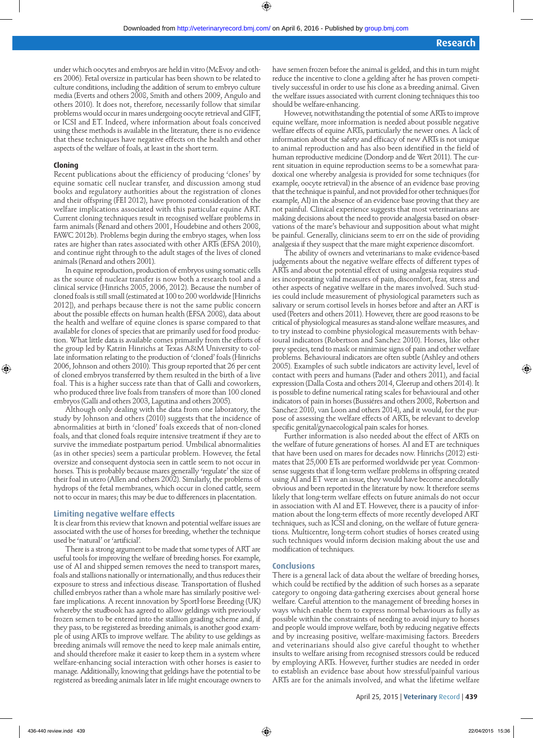under which oocytes and embryos are held in vitro (McEvoy and others 2006). Fetal oversize in particular has been shown to be related to culture conditions, including the addition of serum to embryo culture media (Everts and others 2008, Smith and others 2009, Angulo and others 2010). It does not, therefore, necessarily follow that similar problems would occur in mares undergoing oocyte retrieval and GIFT, or ICSI and ET. Indeed, where information about foals conceived using these methods is available in the literature, there is no evidence that these techniques have negative effects on the health and other aspects of the welfare of foals, at least in the short term.

### Cloning

Recent publications about the efficiency of producing 'clones' by equine somatic cell nuclear transfer, and discussion among stud books and regulatory authorities about the registration of clones and their offspring (FEI 2012), have promoted consideration of the welfare implications associated with this particular equine ART. Current cloning techniques result in recognised welfare problems in farm animals (Renard and others 2001, Houdebine and others 2008, FAWC 2012b). Problems begin during the embryo stages, when loss rates are higher than rates associated with other ARTs (EFSA 2010), and continue right through to the adult stages of the lives of cloned animals (Renard and others 2001).

In equine reproduction, production of embryos using somatic cells as the source of nuclear transfer is now both a research tool and a clinical service (Hinrichs 2005, 2006, 2012). Because the number of cloned foals is still small (estimated at 100 to 200 worldwide [Hinrichs 2012]), and perhaps because there is not the same public concern about the possible effects on human health (EFSA 2008), data about the health and welfare of equine clones is sparse compared to that available for clones of species that are primarily used for food production. What little data is available comes primarily from the efforts of the group led by Katrin Hinrichs at Texas A&M University to collate information relating to the production of 'cloned' foals (Hinrichs 2006, Johnson and others 2010). This group reported that 26 per cent of cloned embryos transferred by them resulted in the birth of a live foal. This is a higher success rate than that of Galli and coworkers, who produced three live foals from transfers of more than 100 cloned embryos (Galli and others 2003, Lagutina and others 2005).

Although only dealing with the data from one laboratory, the study by Johnson and others (2010) suggests that the incidence of abnormalities at birth in 'cloned' foals exceeds that of non-cloned foals, and that cloned foals require intensive treatment if they are to survive the immediate postpartum period. Umbilical abnormalities (as in other species) seem a particular problem. However, the fetal oversize and consequent dystocia seen in cattle seem to not occur in horses. This is probably because mares generally 'regulate' the size of their foal in utero (Allen and others 2002). Similarly, the problems of hydrops of the fetal membranes, which occur in cloned cattle, seem not to occur in mares; this may be due to differences in placentation.

## Limiting negative welfare effects

It is clear from this review that known and potential welfare issues are associated with the use of horses for breeding, whether the technique used be 'natural' or 'artificial'.

There is a strong argument to be made that some types of ART are useful tools for improving the welfare of breeding horses. For example, use of AI and shipped semen removes the need to transport mares, foals and stallions nationally or internationally, and thus reduces their exposure to stress and infectious disease. Transportation of flushed chilled embryos rather than a whole mare has similarly positive welfare implications. A recent innovation by SportHorse Breeding (UK) whereby the studbook has agreed to allow geldings with previously frozen semen to be entered into the stallion grading scheme and, if they pass, to be registered as breeding animals, is another good example of using ARTs to improve welfare. The ability to use geldings as breeding animals will remove the need to keep male animals entire, and should therefore make it easier to keep them in a system where welfare-enhancing social interaction with other horses is easier to manage. Additionally, knowing that geldings have the potential to be registered as breeding animals later in life might encourage owners to have semen frozen before the animal is gelded, and this in turn might reduce the incentive to clone a gelding after he has proven competitively successful in order to use his clone as a breeding animal. Given the welfare issues associated with current cloning techniques this too should be welfare-enhancing.

However, notwithstanding the potential of some ARTs to improve equine welfare, more information is needed about possible negative welfare effects of equine ARTs, particularly the newer ones. A lack of information about the safety and efficacy of new ARTs is not unique to animal reproduction and has also been identified in the field of human reproductive medicine (Dondorp and de Wert 2011). The current situation in equine reproduction seems to be a somewhat paradoxical one whereby analgesia is provided for some techniques (for example, oocyte retrieval) in the absence of an evidence base proving that the technique is painful, and not provided for other techniques (for example, AI) in the absence of an evidence base proving that they are not painful. Clinical experience suggests that most veterinarians are making decisions about the need to provide analgesia based on observations of the mare's behaviour and supposition about what might be painful. Generally, clinicians seem to err on the side of providing analgesia if they suspect that the mare might experience discomfort.

The ability of owners and veterinarians to make evidence-based judgements about the negative welfare effects of different types of ARTs and about the potential effect of using analgesia requires studies incorporating valid measures of pain, discomfort, fear, stress and other aspects of negative welfare in the mares involved. Such studies could include measurement of physiological parameters such as salivary or serum cortisol levels in horses before and after an ART is used (Peeters and others 2011). However, there are good reasons to be critical of physiological measures as stand-alone welfare measures, and to try instead to combine physiological measurements with behavioural indicators (Robertson and Sanchez 2010). Horses, like other prey species, tend to mask or minimise signs of pain and other welfare problems. Behavioural indicators are often subtle (Ashley and others 2005). Examples of such subtle indicators are activity level, level of contact with peers and humans (Pader and others 2011), and facial expression (Dalla Costa and others 2014, Gleerup and others 2014). It is possible to define numerical rating scales for behavioural and other indicators of pain in horses (Bussiéres and others 2008, Robertson and Sanchez 2010, van Loon and others 2014), and it would, for the purpose of assessing the welfare effects of ARTs, be relevant to develop specific genital/gynaecological pain scales for horses.

Further information is also needed about the effect of ARTs on the welfare of future generations of horses. AI and ET are techniques that have been used on mares for decades now. Hinrichs (2012) estimates that 25,000 ETs are performed worldwide per year. Common-sense suggests that if long-term welfare problems in offspring created using AI and ET were an issue, they would have become anecdotally obvious and been reported in the literature by now. It therefore seems likely that long-term welfare effects on future animals do not occur in association with AI and ET. However, there is a paucity of information about the long-term effects of more recently developed ART techniques, such as ICSI and cloning, on the welfare of future generations. Multicentre, long-term cohort studies of horses created using such techniques would inform decision making about the use and modification of techniques.

## Conclusions

There is a general lack of data about the welfare of breeding horses, which could be rectified by the addition of such horses as a separate category to ongoing data-gathering exercises about general horse welfare. Careful attention to the management of breeding horses in ways which enable them to express normal behaviours as fully as possible within the constraints of needing to avoid injury to horses and people would improve welfare, both by reducing negative effects and by increasing positive, welfare-maximising factors. Breeders and veterinarians should also give careful thought to whether insults to welfare arising from recognised stressors could be reduced by employing ARTs. However, further studies are needed in order to establish an evidence base about how stressful/painful various ARTs are for the animals involved, and what the lifetime welfare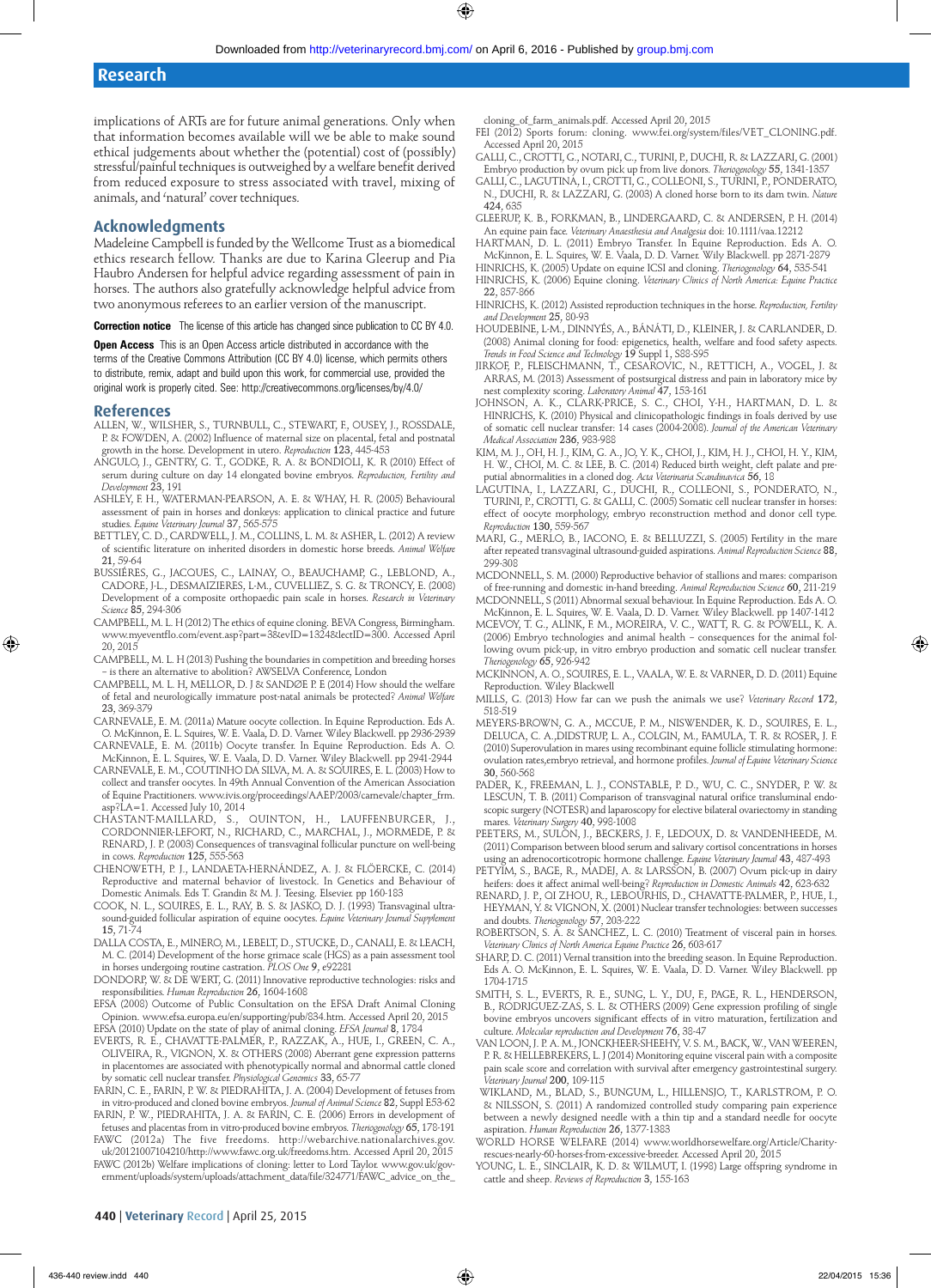implications of ARTs are for future animal generations. Only when that information becomes available will we be able to make sound ethical judgements about whether the (potential) cost of (possibly) stressful/painful techniques is outweighed by a welfare benefit derived from reduced exposure to stress associated with travel, mixing of animals, and 'natural' cover techniques.

## Acknowledgements

Madeleine Campbell is funded by the Wellcome Trust as a biomedical ethics research fellow. Thanks are due to Karina Gleerup and Pia Haubro Andersen for helpful advice regarding assessment of pain in horses. The authors also gratefully acknowledge helpful advice from two anonymous referees to an earlier version of the manuscript.

**Correction notice** The license of this article has changed since publication to CC BY 4.0.

**Open Access** This is an Open Access article distributed in accordance with the terms of the Creative Commons Attribution (CC BY 4.0) license, which permits others to distribute, remix, adapt and build upon this work, for commercial use, provided the original work is properly cited. See: http://creativecommons.org/licenses/by/4.0/

## References

ALLEN, W., WILSHER, S., TURNBULL, C., STEWART, F., OUSEY, J., ROSSDALE, P. & FOWDEN, A. (2002) Influence of maternal size on placental, fetal and postnatal growth in the horse. Development in utero. *Reproduction* 123, 445-453

ANGULO, J., GENTRY, G. T., GODKE, R. A. & BONDIOLI, K. R (2010) Effect of serum during culture on day 14 elongated bovine embryos. *Reproduction, Fertility and Development* 23, 191

ASHLEY, F. H., WATERMAN-PEARSON, A. E. & WHAY, H. R. (2005) Behavioural assessment of pain in horses and donkeys: application to clinical practice and future studies. *Equine Veterinary Journal* 37, 565-575

BETTLEY, C. D., CARDWELL, J. M., COLLINS, L. M. & ASHER, L. (2012) A review of scientific literature on inherited disorders in domestic horse breeds. *Animal Welfare* 21, 59-64

BUSSIÈRES, G., JACQUES, C., LAINAY, O., BEAUCHAMP, G., LEBLOND, A., CADORE, J-L., DESMAIZIERES, L-M., CUVELLIEZ, S. G. & TRONCY, E. (2008) Development of a composite orthopaedic pain scale in horses. *Research in Veterinary Science* 85, 294-306

CAMPBELL, M. L. H (2012) The ethics of equine cloning. BEVA Congress, Birmingham. www.myeventflo.com/event.asp?part=3&evID=1324&lectID=300. Accessed April 20, 2015

CAMPBELL, M. L. H (2013) Pushing the boundaries in competition and breeding horses – is there an alternative to abolition? AWSELVA Conference, London

CAMPBELL, M. L. H, MELLOR, D. J & SANDØE P. E (2014) How should the welfare of fetal and neurologically immature post-natal animals be protected? *Animal Welfare* 23, 369-379

CARNEVALE, E. M. (2011a) Mature oocyte collection. In Equine Reproduction. Eds A. O. McKinnon, E. L. Squires, W. E. Vaala, D. D. Varner. Wiley Blackwell. pp 2936-2939

CARNEVALE, E. M. (2011b) Oocyte transfer. In Equine Reproduction. Eds A. O. McKinnon, E. L. Squires, W. E. Vaala, D. D. Varner. Wiley Blackwell. pp 2941-2944

CARNEVALE, E. M., COUTINHO DA SILVA, M. A. & SQUIRES, E. L. (2003) How to collect and transfer oocytes. In 49th Annual Convention of the American Association of Equine Practitioners. www.ivis.org/proceedings/AAEP/2003/carnevale/chapter_frm.asp?LA=1. Accessed July 10, 2014

CHASTANT-MAILLARD, S., QUINTON, H., LAUFFENBURGER, J., CORDONNIER-LEFORT, N., RICHARD, C., MARCHAL, J., MORMEDE, P. & RENARD, J. P. (2003) Consequences of transvaginal follicular puncture on well-being in cows. *Reproduction* 125, 555-563

CHENOWETH, P. J., LANDAETA-HERNÁNDEZ, A. J. & FLÖERCKE, C. (2014) Reproductive and maternal behavior of livestock. In Genetics and Behaviour of Domestic Animals. Eds T. Grandin & M. J. Teesing. Elsevier. pp 160-183

COOK, N. L., SQUIRES, E. L., RAY, B. S. & JASKO, D. J. (1993) Transvaginal ultrasound-guided follicular aspiration of equine oocytes. *Equine Veterinary Journal Supplement* 15, 71-74

DALLA COSTA, E., MINERO, M., LEBELT, D., STUCKE, D., CANALI, E. & LEACH, M. C. (2014) Development of the horse grimace scale (HGS) as a pain assessment tool in horses undergoing routine castration. *PLOS One* 9, e92281

DONDORP, W. & DE WERT, G. (2011) Innovative reproductive technologies: risks and responsibilities. *Human Reproduction* 26, 1604-1608

EFSA (2008) Outcome of Public Consultation on the EFSA Draft Animal Cloning Opinion. www.efsa.europa.eu/en/supporting/pub/834.htm. Accessed April 20, 2015

EFSA (2010) Update on the state of play of animal cloning. *EFSA Journal* 8, 1784

EVERTS, R. E., CHAVATTE-PALMER, P., RAZZAK, A., HUE, I., GREEN, C. A., OLIVEIRA, R., VIGNON, X. & OTHERS (2008) Aberrant gene expression patterns in placentomes are associated with phenotypically normal and abnormal cattle cloned by somatic cell nuclear transfer. *Physiological Genomics* 33, 65-77

FARIN, C. E., FARIN, P. W. & PIEDRAHITA, J. A. (2004) Development of fetuses from in vitro-produced and cloned bovine embryos. *Journal of Animal Science* 82, Suppl E53-62

FARIN, P. W., PIEDRAHITA, J. A. & FARIN, C. E. (2006) Errors in development of fetuses and placentas from in vitro-produced bovine embryos. *Theriogenology* 65, 178-191

FAWC (2012a) The five freedoms. http://webarchive.nationalarchives.gov.uk/20121007104210/http://www.fawc.org.uk/freedoms.htm. Accessed April 20, 2015

FAWC (2012b) Welfare implications of cloning: letter to Lord Taylor. www.gov.uk/government/uploads/system/uploads/attachment_data/file/324771/FAWC_advice_on_the_cloning_of_farm_animals.pdf. Accessed April 20, 2015

FEI (2012) Sports forum: cloning. www.fei.org/system/files/VET_CLONING.pdf. Accessed April 20, 2015

GALLI, C., CROTTI, G., NOTARI, C., TURINI, P., DUCHI, R. & LAZZARI, G. (2001) Embryo production by ovum pick up from live donors. *Theriogenology* 55, 1341-1357

GALLI, C., LAGUTINA, I., CROTTI, G., COLLEONI, S., TURINI, P., PONDERATO, N., DUCHI, R. & LAZZARI, G. (2003) A cloned horse born to its dam twin. *Nature* 424, 635

GLEERUP, K. B., FORKMAN, B., LINDERGAARD, C. & ANDERSEN, P. H. (2014) An equine pain face. *Veterinary Anaesthesia and Analgesia* doi: 10.1111/vaa.12212

HARTMAN, D. L. (2011) Embryo Transfer. In Equine Reproduction. Eds A. O. McKinnon, E. L. Squires, W. E. Vaala, D. D. Varner. Wily Blackwell. pp 2871-2879

HINRICHS, K. (2005) Update on equine ICSI and cloning. *Theriogenology* 64, 535-541

HINRICHS, K. (2006) Equine cloning. *Veterinary Clinics of North America: Equine Practice* 22, 857-866

HINRICHS, K. (2012) Assisted reproduction techniques in the horse. *Reproduction, Fertility and Development* 25, 80-93

HOUDEBINE, L-M., DINNYÉS, A., BÁNÁTI, D., KLEINER, J. & CARLANDER, D. (2008) Animal cloning for food: epigenetics, health, welfare and food safety aspects. *Trends in Food Science and Technology* 19 Suppl 1, S88-S95

JIRKOF, P., FLEISCHMANN, T., CESAROVIC, N., RETTICH, A., VOGEL, J. & ARRAS, M. (2013) Assessment of postsurgical distress and pain in laboratory mice by nest complexity scoring. *Laboratory Animal* 47, 153-161

JOHNSON, A. K., CLARK-PRICE, S. C., CHOI, Y-H., HARTMAN, D. L. & HINRICHS, K. (2010) Physical and clinicopathologic findings in foals derived by use of somatic cell nuclear transfer: 14 cases (2004-2008). *Journal of the American Veterinary Medical Association* 236, 983-988

KIM, M. J., OH, H. J., KIM, G. A., JO, Y. K., CHOI, J., KIM, H. J., CHOI, H. Y., KIM, H. W., CHOI, M. C. & LEE, B. C. (2014) Reduced birth weight, cleft palate and preputial abnormalities in a cloned dog. *Acta Veterinaria Scandinavica* 56, 18

LAGUTINA, I., LAZZARI, G., DUCHI, R., COLLEONI, S., PONDERATO, N., TURINI, P., CROTTI, G. & GALLI, C. (2005) Somatic cell nuclear transfer in horses: effect of oocyte morphology, embryo reconstruction method and donor cell type. *Reproduction* 130, 559-567

MARI, G., MERLO, B., IACONO, E. & BELLUZZI, S. (2005) Fertility in the mare after repeated transvaginal ultrasound-guided aspirations. *Animal Reproduction Science* 88, 299-308

MCDONNELL, S. M. (2000) Reproductive behavior of stallions and mares: comparison of free-running and domestic in-hand breeding. *Animal Reproduction Science* 60, 211-219

MCDONNELL, S (2011) Abnormal sexual behaviour. In Equine Reproduction. Eds A. O. McKinnon, E. L. Squires, W. E. Vaala, D. D. Varner. Wiley Blackwell. pp 1407-1412

MCEVOY, T. G., ALINK, F. M., MOREIRA, V. C., WATT, R. G. & POWELL, K. A. (2006) Embryo technologies and animal health – consequences for the animal following ovum pick-up, in vitro embryo production and somatic cell nuclear transfer. *Theriogenology* 65, 926-942

MCKINNON, A. O., SQUIRES, E. L., VAALA, W. E. & VARNER, D. D. (2011) Equine Reproduction. Wiley Blackwell

MILLS, G. (2013) How far can we push the animals we use? *Veterinary Record* 172, 518-519

MEYERS-BROWN, G. A., MCCUE, P. M., NISWENDER, K. D., SQUIRES, E. L., DELUCA, C. A.,DIDSTRUP, L. A., COLGIN, M., FAMULA, T. R. & ROSER, J. F. (2010) Superovulation in mares using recombinant equine follicle stimulating hormone: ovulation rates,embryo retrieval, and hormone profiles. *Journal of Equine Veterinary Science* 30, 560-568

PADER, K., FREEMAN, L. J., CONSTABLE, P. D., WU, C. C., SNYDER, P. W. & LESCUN, T. B. (2011) Comparison of transvaginal natural orifice transluminal endoscopic surgery (NOTESR) and laparoscopy for elective bilateral ovariectomy in standing mares. *Veterinary Surgery* 40, 998-1008

PEETERS, M., SULON, J., BECKERS, J. F., LEDOUX, D. & VANDENHEEDE, M. (2011) Comparison between blood serum and salivary cortisol concentrations in horses using an adrenocorticotropic hormone challenge. *Equine Veterinary Journal* 43, 487-493

PETYIM, S., BAGE, R., MADEJ, A. & LARSSON, B. (2007) Ovum pick-up in dairy heifers: does it affect animal well-being? *Reproduction in Domestic Animals* 42, 623-632

RENARD, J. P., QI ZHOU, R., LEBOURHIS, D., CHAVATTE-PALMER, P., HUE, I., HEYMAN, Y. & VIGNON, X. (2001) Nuclear transfer technologies: between successes and doubts. *Theriogenology* 57, 203-222

ROBERTSON, S. A. & SANCHEZ, L. C. (2010) Treatment of visceral pain in horses. *Veterinary Clinics of North America Equine Practice* 26, 603-617

SHARP, D. C. (2011) Vernal transition into the breeding season. In Equine Reproduction. Eds A. O. McKinnon, E. L. Squires, W. E. Vaala, D. D. Varner. Wiley Blackwell. pp 1704-1715

SMITH, S. L., EVERTS, R. E., SUNG, L. Y., DU, F., PAGE, R. L., HENDERSON, B., RODRIGUEZ-ZAS, S. L. & OTHERS (2009) Gene expression profiling of single bovine embryos uncovers significant effects of in vitro maturation, fertilization and culture. *Molecular reproduction and Development* 76, 38-47

VAN LOON, J. P. A. M., JONCKHEER-SHEEHY, V. S. M., BACK, W., VAN WEEREN, P. R. & HELLEBREKERS, L. J (2014) Monitoring equine visceral pain with a composite pain scale score and correlation with survival after emergency gastrointestinal surgery. *Veterinary Journal* 200, 109-115

WIKLAND, M., BLAD, S., BUNGUM, L., HILLENSJO, T., KARLSTROM, P. O. & NILSSON, S. (2011) A randomized controlled study comparing pain experience between a newly designed needle with a thin tip and a standard needle for oocyte aspiration. *Human Reproduction* 26, 1377-1383

WORLD HORSE WELFARE (2014) www.worldhorsewelfare.org/Article/Charity-rescues-nearly-60-horses-from-excessive-breeder. Accessed April 20, 2015

YOUNG, L. E., SINCLAIR, K. D. & WILMUT, I. (1998) Large offspring syndrome in cattle and sheep. *Reviews of Reproduction* 3, 155-163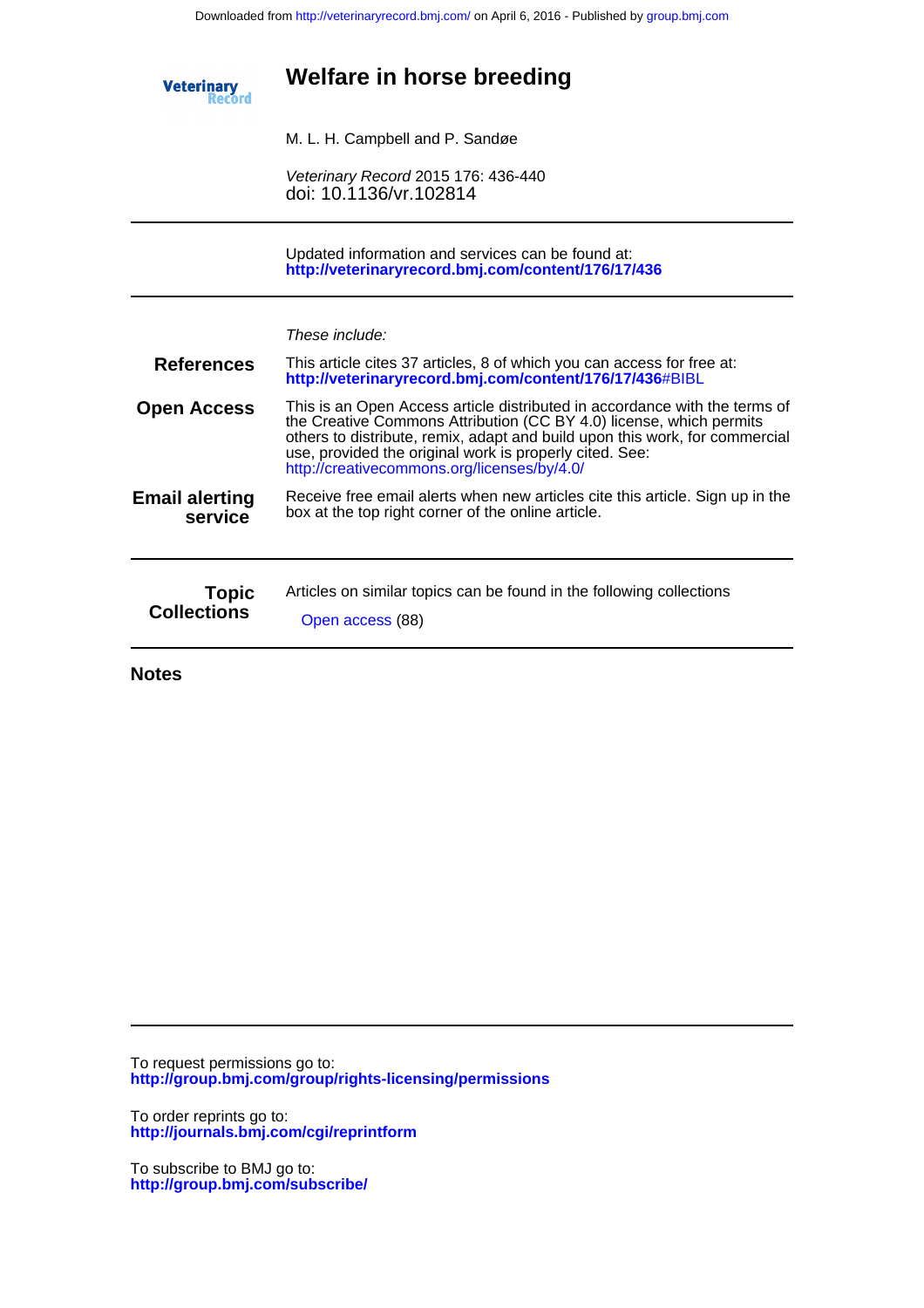Downloaded from http://veterinaryrecord.bmj.com/ on April 6, 2016 - Published by group.bmj.com

**Veterinary Record**

# Welfare in horse breeding

M. L. H. Campbell and P. Sandøe

*Veterinary Record* 2015 176: 436-440
doi: 10.1136/vr.102814

Updated information and services can be found at:
**http://veterinaryrecord.bmj.com/content/176/17/436**

*These include:*

**References**
This article cites 37 articles, 8 of which you can access for free at:
**http://veterinaryrecord.bmj.com/content/176/17/436**#BIBL

**Open Access**
This is an Open Access article distributed in accordance with the terms of the Creative Commons Attribution (CC BY 4.0) license, which permits others to distribute, remix, adapt and build upon this work, for commercial use, provided the original work is properly cited. See: http://creativecommons.org/licenses/by/4.0/

**Email alerting service**
Receive free email alerts when new articles cite this article. Sign up in the box at the top right corner of the online article.

**Topic Collections**
Articles on similar topics can be found in the following collections

Open access (88)

## Notes

To request permissions go to:
**http://group.bmj.com/group/rights-licensing/permissions**

To order reprints go to:
**http://journals.bmj.com/cgi/reprintform**

To subscribe to BMJ go to:
**http://group.bmj.com/subscribe/**